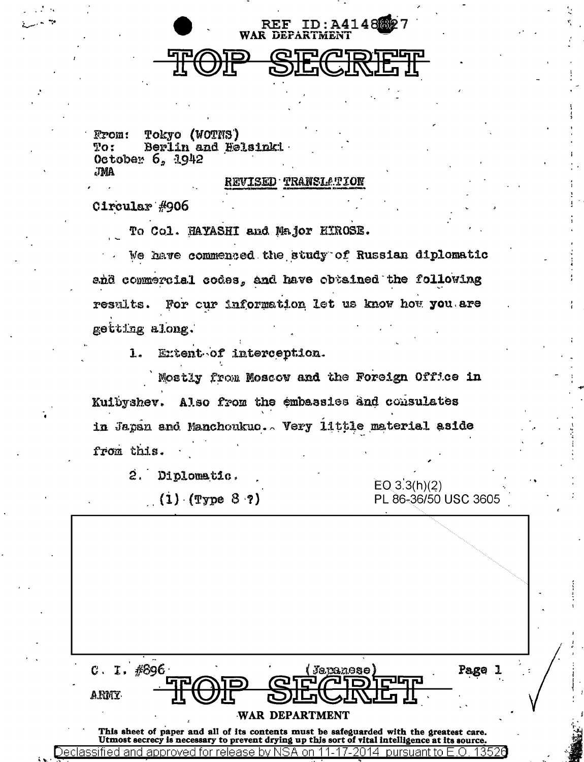REF ID:A4148827
WAR DEPARTMENT

# TOP SECRET

From: Tokyo (WOTNS)
To: Berlin and Helsinki
October 6, 1942
JMA

REVISED TRANSLATION

Circular #906

To Col. HAYASHI and Major HIROSE.

We have commenced the study of Russian diplomatic and commercial codes, and have obtained the following results. For our information let us know how you are getting along.

1. Extent of interception.

Mostly from Moscow and the Foreign Office in Kuibyshev. Also from the embassies and consulates in Japan and Manchoukuo. Very little material aside from this.

2. Diplomatic.

(1) (Type 8 ?)

EO 3.3(h)(2)
PL 86-36/50 USC 3605

C. I. #896 (Japanese)

ARMY

# TOP SECRET

WAR DEPARTMENT

This sheet of paper and all of its contents must be safeguarded with the greatest care. Utmost secrecy is necessary to prevent drying up this sort of vital intelligence at its source.

Declassified and approved for release by NSA on 11-17-2014 pursuant to E.O. 13526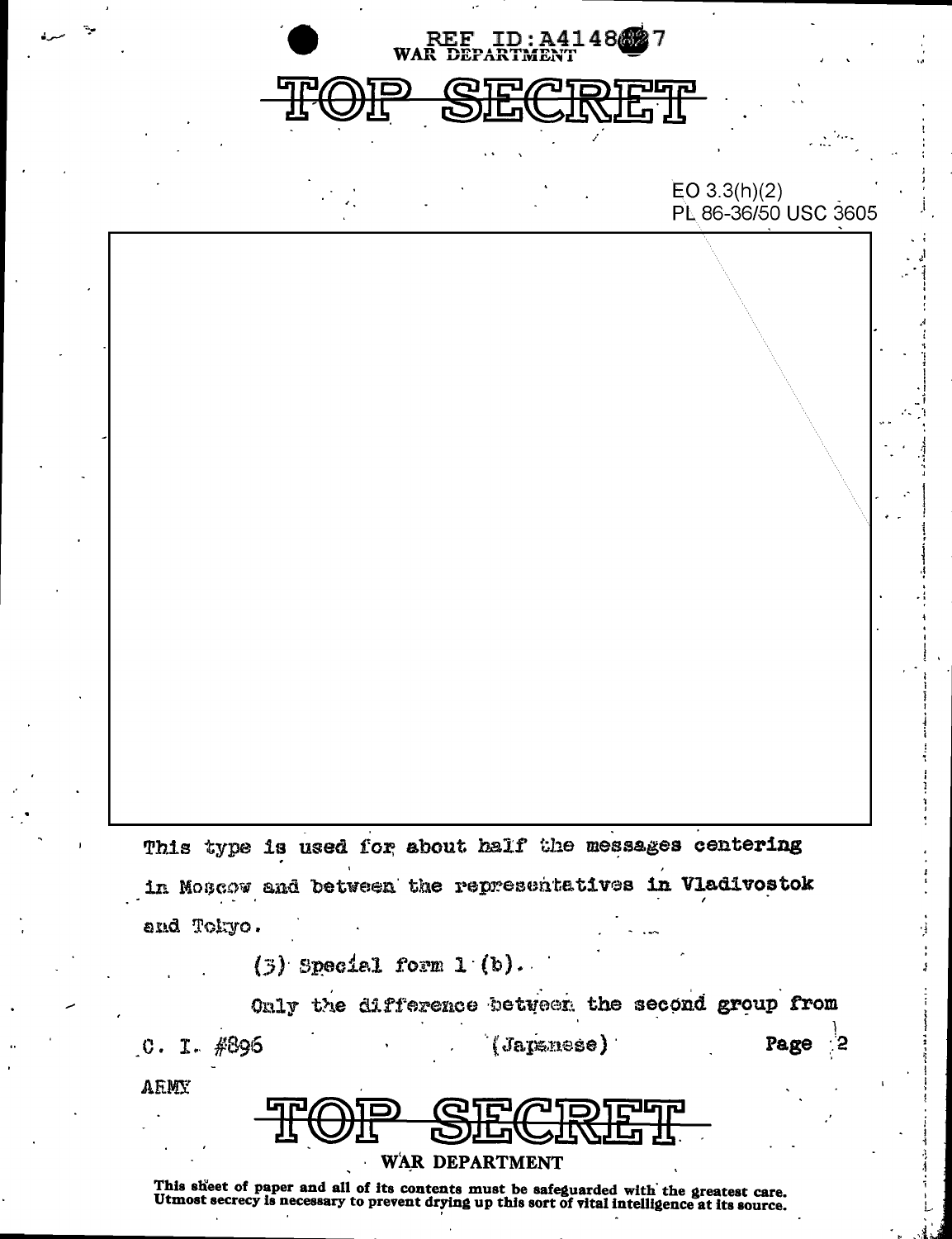EO 3.3(h)(2)
PL 86-36/50 USC 3605

This type is used for about half the messages centering in Moscow and between the representatives in Vladivostok and Tokyo.

(3) Special form 1 (b).

Only the difference between the second group from

C. I. #896 (Japanese)

ARMY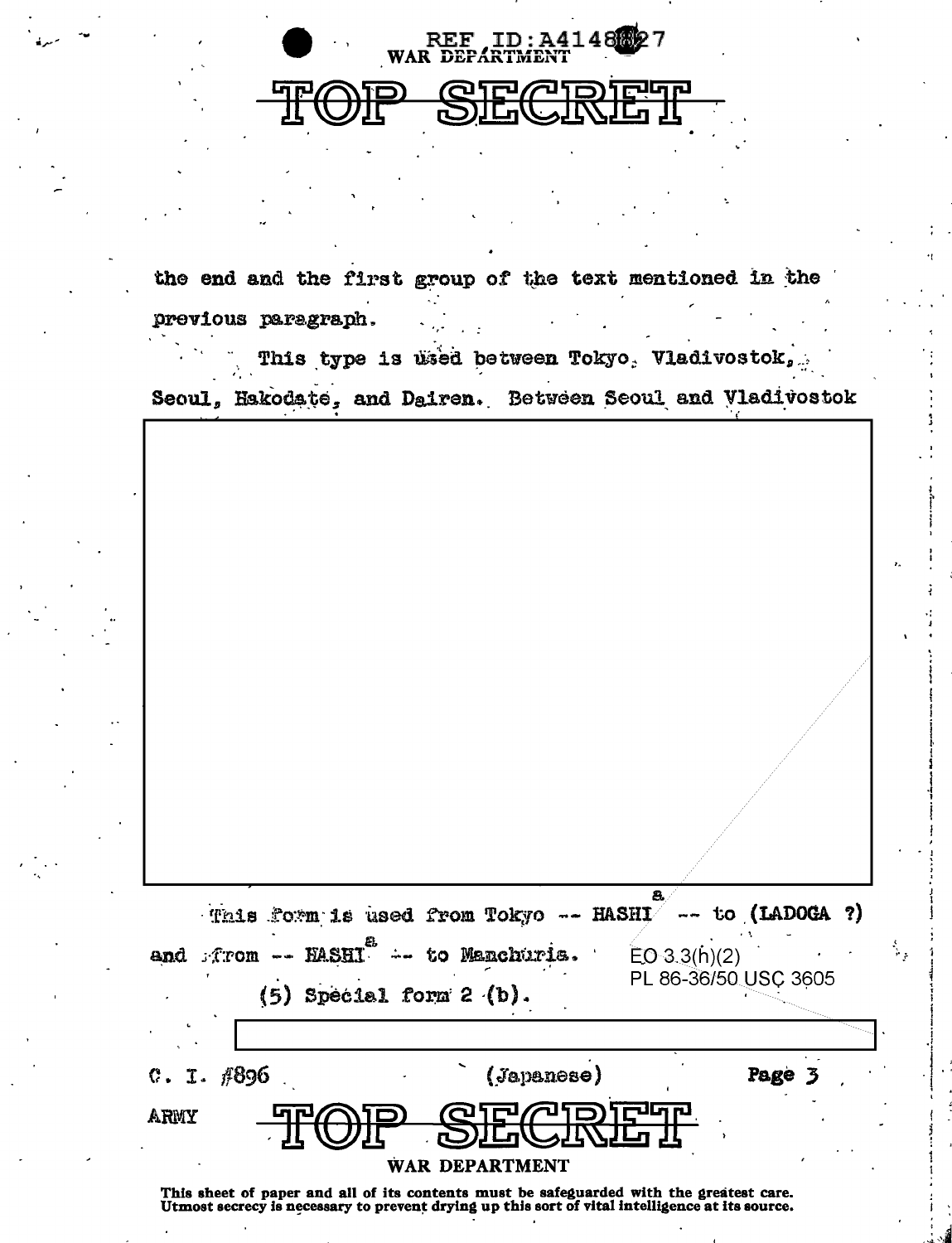the end and the first group of the text mentioned in the previous paragraph.

This type is used between Tokyo, Vladivostok, Seoul, Hakodate, and Dairen. Between Seoul and Vladivostok

This form is used from Tokyo -- HASHI[a] -- to (LADOGA ?) and from -- HASHI[a] -- to Manchuria.

EO 3.3(h)(2)
PL 86-36/50 USC 3605

(5) Special form 2 (b).

C. I. #896 (Japanese)

ARMY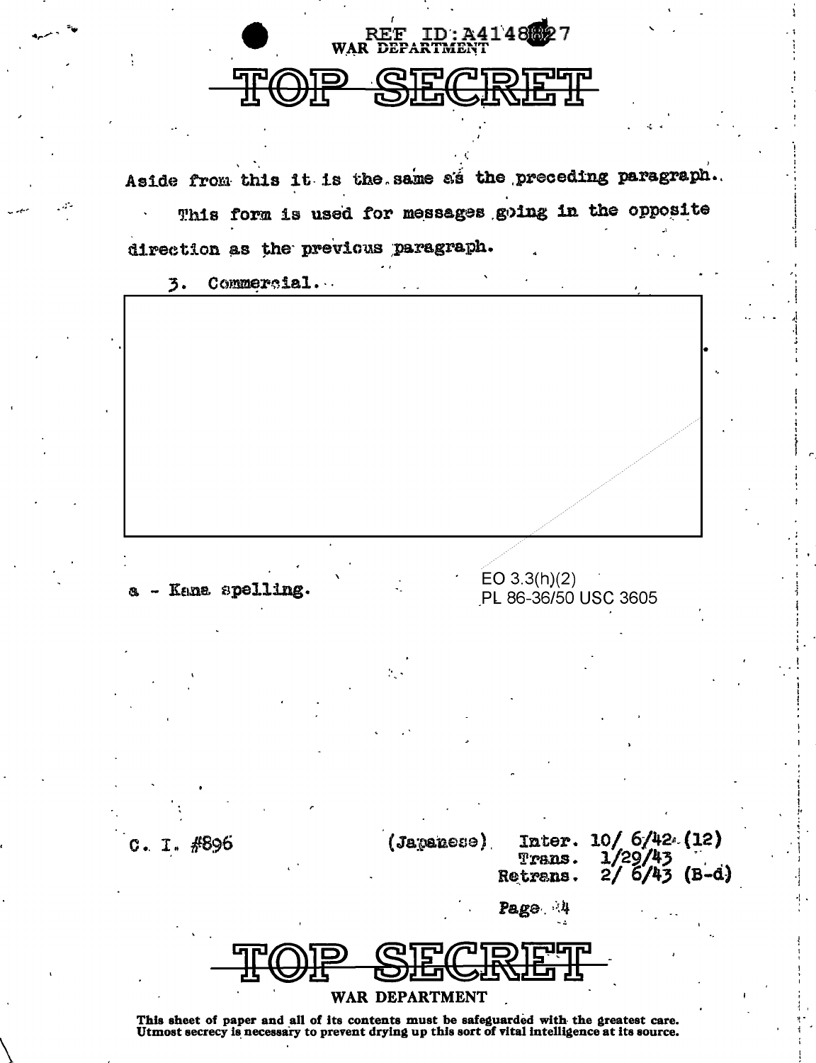Aside from this it is the same as the preceding paragraph.

This form is used for messages going in the opposite direction as the previous paragraph.

3. Commercial.

a - Kana spelling.

EO 3.3(h)(2)
PL 86-36/50 USC 3605

C. I. #896 (Japanese) Inter. 10/ 6/42 (12)
Trans. 1/29/43
Retrans. 2/ 6/43 (B-d)

This sheet of paper and all of its contents must be safeguarded with the greatest care. Utmost secrecy is necessary to prevent drying up this sort of vital intelligence at its source.